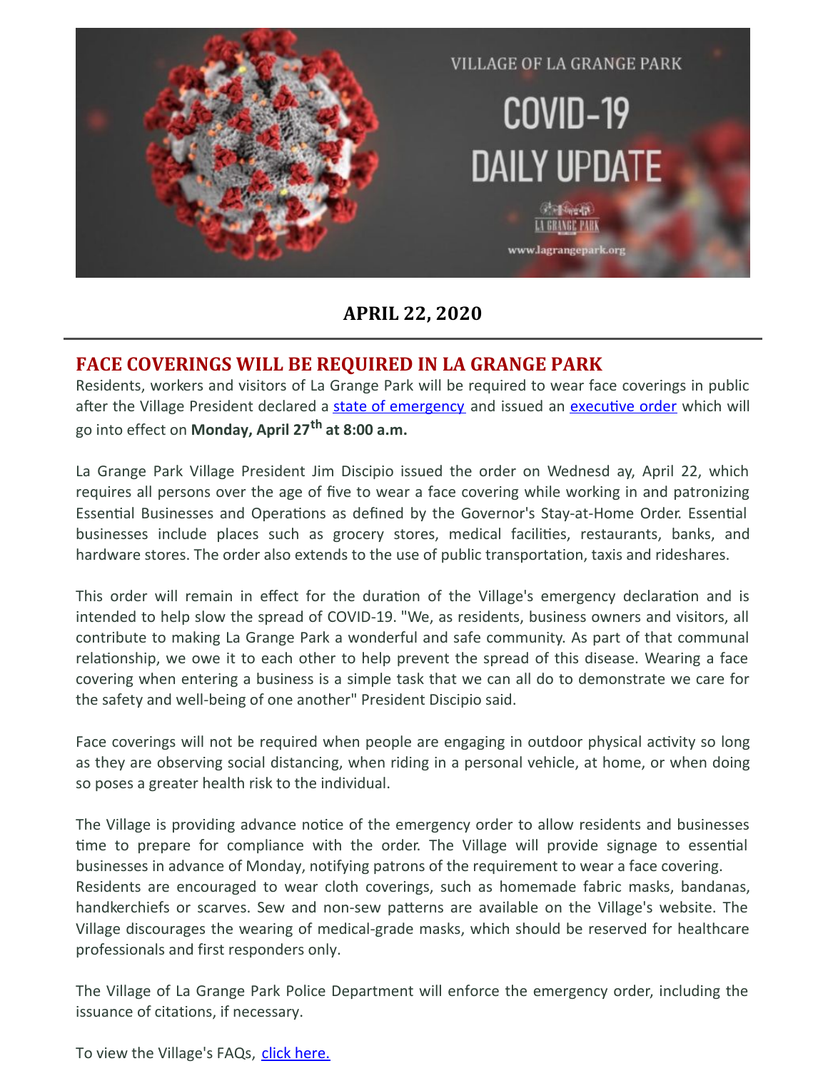VILLAGE OF LA GRANGE PARK

COVID-19 DAILY UPDATE

www.lagrangepark.org

**APRIL 22, 2020**

## FACE COVERINGS WILL BE REQUIRED IN LA GRANGE PARK

Residents, workers and visitors of La Grange Park will be required to wear face coverings in public after the Village President declared a state of emergency and issued an executive order which will go into effect on **Monday, April 27th at 8:00 a.m.**

La Grange Park Village President Jim Discipio issued the order on Wednesd ay, April 22, which requires all persons over the age of five to wear a face covering while working in and patronizing Essential Businesses and Operations as defined by the Governor's Stay-at-Home Order. Essential businesses include places such as grocery stores, medical facilities, restaurants, banks, and hardware stores. The order also extends to the use of public transportation, taxis and rideshares.

This order will remain in effect for the duration of the Village's emergency declaration and is intended to help slow the spread of COVID-19. "We, as residents, business owners and visitors, all contribute to making La Grange Park a wonderful and safe community. As part of that communal relationship, we owe it to each other to help prevent the spread of this disease. Wearing a face covering when entering a business is a simple task that we can all do to demonstrate we care for the safety and well-being of one another" President Discipio said.

Face coverings will not be required when people are engaging in outdoor physical activity so long as they are observing social distancing, when riding in a personal vehicle, at home, or when doing so poses a greater health risk to the individual.

The Village is providing advance notice of the emergency order to allow residents and businesses time to prepare for compliance with the order. The Village will provide signage to essential businesses in advance of Monday, notifying patrons of the requirement to wear a face covering. Residents are encouraged to wear cloth coverings, such as homemade fabric masks, bandanas, handkerchiefs or scarves. Sew and non-sew patterns are available on the Village's website. The Village discourages the wearing of medical-grade masks, which should be reserved for healthcare professionals and first responders only.

The Village of La Grange Park Police Department will enforce the emergency order, including the issuance of citations, if necessary.

To view the Village's FAQs, click here.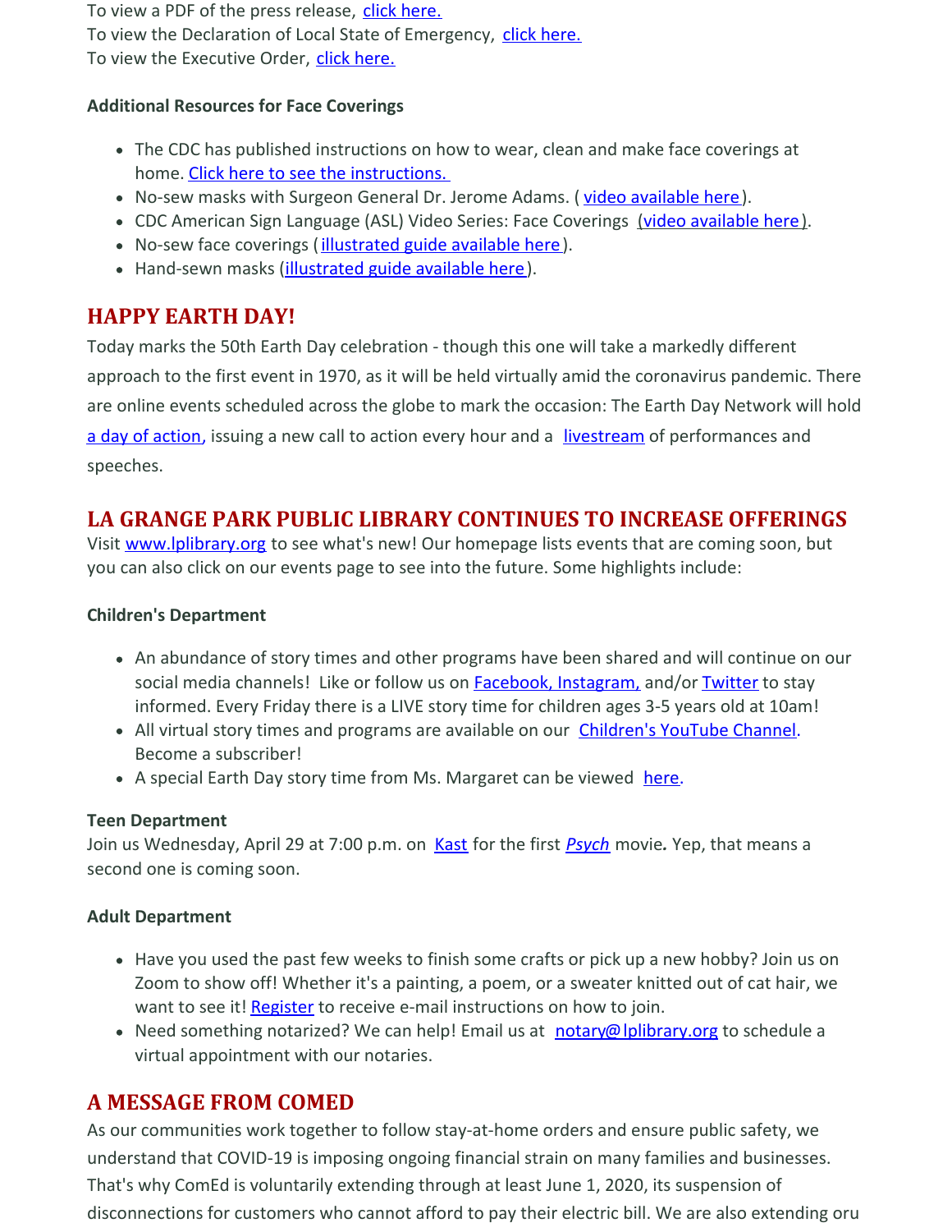To view a PDF of the press release, click here.
To view the Declaration of Local State of Emergency, click here.
To view the Executive Order, click here.

**Additional Resources for Face Coverings**

- The CDC has published instructions on how to wear, clean and make face coverings at home. Click here to see the instructions.
- No-sew masks with Surgeon General Dr. Jerome Adams. ( video available here).
- CDC American Sign Language (ASL) Video Series: Face Coverings (video available here).
- No-sew face coverings ( illustrated guide available here ).
- Hand-sewn masks (illustrated guide available here).

## HAPPY EARTH DAY!

Today marks the 50th Earth Day celebration - though this one will take a markedly different approach to the first event in 1970, as it will be held virtually amid the coronavirus pandemic. There are online events scheduled across the globe to mark the occasion: The Earth Day Network will hold a day of action, issuing a new call to action every hour and a livestream of performances and speeches.

## LA GRANGE PARK PUBLIC LIBRARY CONTINUES TO INCREASE OFFERINGS

Visit www.lplibrary.org to see what's new! Our homepage lists events that are coming soon, but you can also click on our events page to see into the future. Some highlights include:

**Children's Department**

- An abundance of story times and other programs have been shared and will continue on our social media channels! Like or follow us on Facebook, Instagram, and/or Twitter to stay informed. Every Friday there is a LIVE story time for children ages 3-5 years old at 10am!
- All virtual story times and programs are available on our Children's YouTube Channel. Become a subscriber!
- A special Earth Day story time from Ms. Margaret can be viewed here.

**Teen Department**
Join us Wednesday, April 29 at 7:00 p.m. on Kast for the first *Psych* movie**.** Yep, that means a second one is coming soon.

**Adult Department**

- Have you used the past few weeks to finish some crafts or pick up a new hobby? Join us on Zoom to show off! Whether it's a painting, a poem, or a sweater knitted out of cat hair, we want to see it! Register to receive e-mail instructions on how to join.
- Need something notarized? We can help! Email us at notary@lplibrary.org to schedule a virtual appointment with our notaries.

## A MESSAGE FROM COMED

As our communities work together to follow stay-at-home orders and ensure public safety, we understand that COVID-19 is imposing ongoing financial strain on many families and businesses. That's why ComEd is voluntarily extending through at least June 1, 2020, its suspension of disconnections for customers who cannot afford to pay their electric bill. We are also extending oru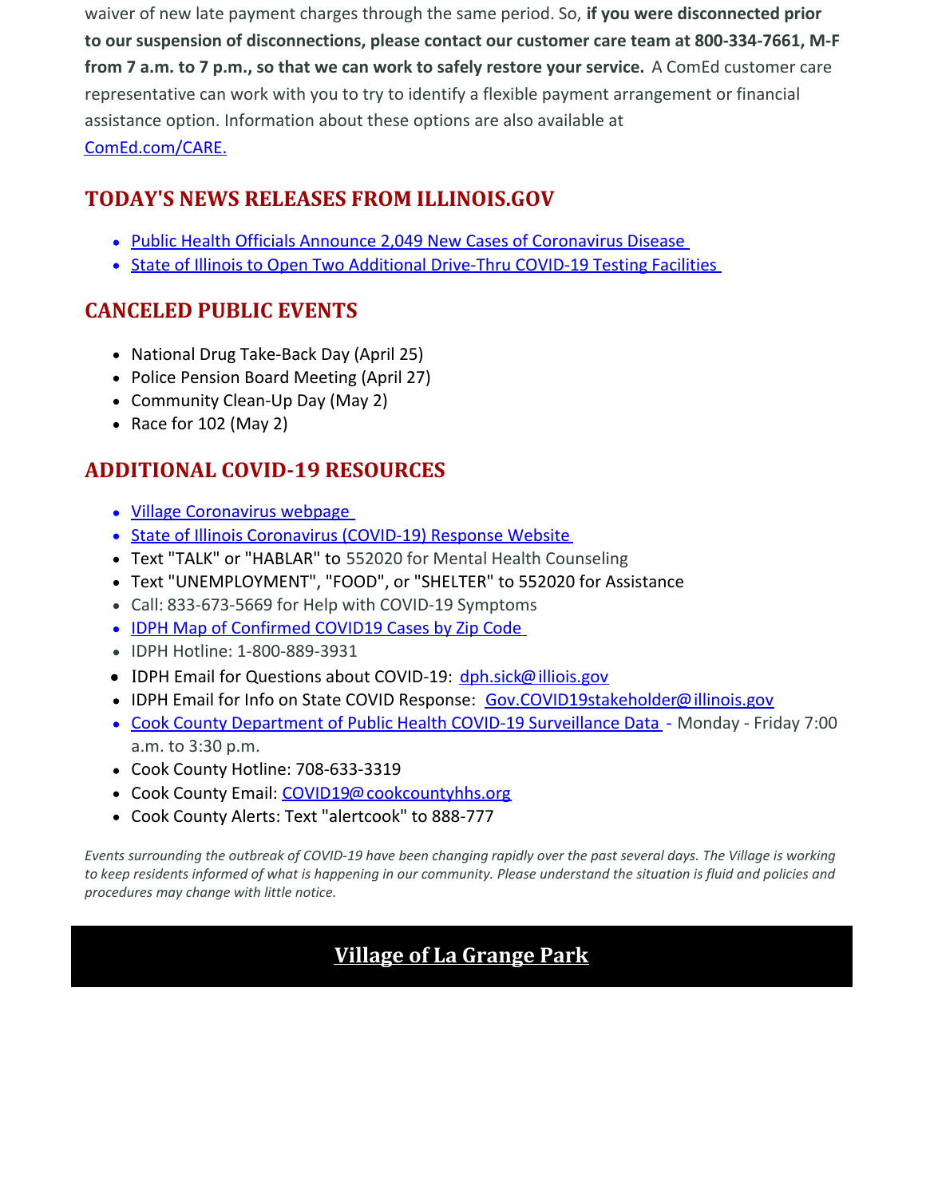waiver of new late payment charges through the same period. So, **if you were disconnected prior to our suspension of disconnections, please contact our customer care team at 800-334-7661, M-F from 7 a.m. to 7 p.m., so that we can work to safely restore your service.** A ComEd customer care representative can work with you to try to identify a flexible payment arrangement or financial assistance option. Information about these options are also available at ComEd.com/CARE.

## TODAY'S NEWS RELEASES FROM ILLINOIS.GOV

- Public Health Officials Announce 2,049 New Cases of Coronavirus Disease
- State of Illinois to Open Two Additional Drive-Thru COVID-19 Testing Facilities

## CANCELED PUBLIC EVENTS

- National Drug Take-Back Day (April 25)
- Police Pension Board Meeting (April 27)
- Community Clean-Up Day (May 2)
- Race for 102 (May 2)

## ADDITIONAL COVID-19 RESOURCES

- Village Coronavirus webpage
- State of Illinois Coronavirus (COVID-19) Response Website
- Text "TALK" or "HABLAR" to 552020 for Mental Health Counseling
- Text "UNEMPLOYMENT", "FOOD", or "SHELTER" to 552020 for Assistance
- Call: 833-673-5669 for Help with COVID-19 Symptoms
- IDPH Map of Confirmed COVID19 Cases by Zip Code
- IDPH Hotline: 1-800-889-3931
- IDPH Email for Questions about COVID-19: dph.sick@illiois.gov
- IDPH Email for Info on State COVID Response: Gov.COVID19stakeholder@illinois.gov
- Cook County Department of Public Health COVID-19 Surveillance Data - Monday - Friday 7:00 a.m. to 3:30 p.m.
- Cook County Hotline: 708-633-3319
- Cook County Email: COVID19@cookcountyhhs.org
- Cook County Alerts: Text "alertcook" to 888-777

*Events surrounding the outbreak of COVID-19 have been changing rapidly over the past several days. The Village is working to keep residents informed of what is happening in our community. Please understand the situation is fluid and policies and procedures may change with little notice.*

**Village of La Grange Park**